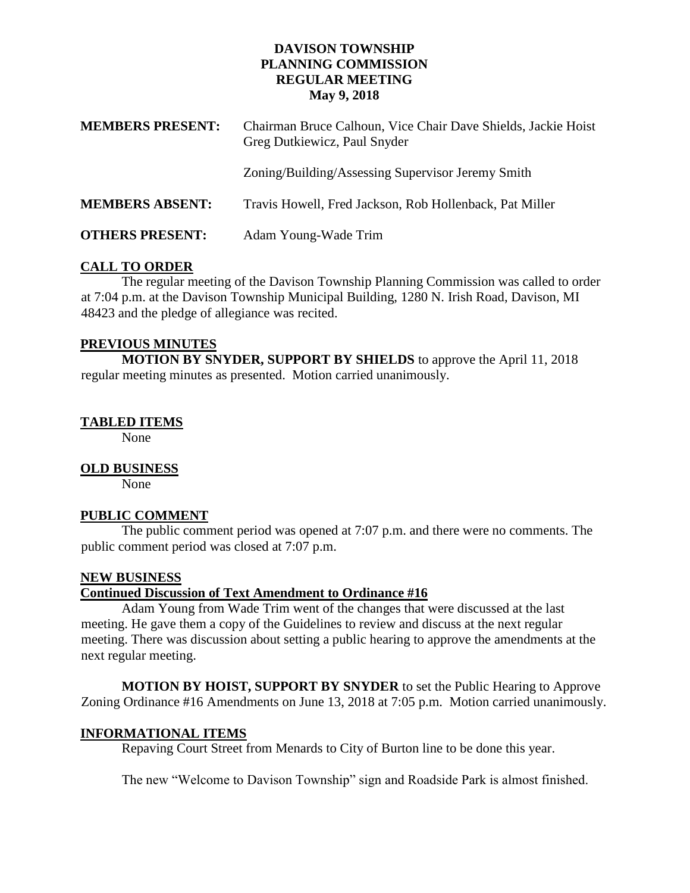# DAVISON TOWNSHIP
# PLANNING COMMISSION
# REGULAR MEETING
## May 9, 2018

| | |
|---|---|
| **MEMBERS PRESENT:** | Chairman Bruce Calhoun, Vice Chair Dave Shields, Jackie Hoist Greg Dutkiewicz, Paul Snyder |
| | Zoning/Building/Assessing Supervisor Jeremy Smith |
| **MEMBERS ABSENT:** | Travis Howell, Fred Jackson, Rob Hollenback, Pat Miller |
| **OTHERS PRESENT:** | Adam Young-Wade Trim |

**CALL TO ORDER**

The regular meeting of the Davison Township Planning Commission was called to order at 7:04 p.m. at the Davison Township Municipal Building, 1280 N. Irish Road, Davison, MI 48423 and the pledge of allegiance was recited.

**PREVIOUS MINUTES**

**MOTION BY SNYDER, SUPPORT BY SHIELDS** to approve the April 11, 2018 regular meeting minutes as presented. Motion carried unanimously.

**TABLED ITEMS**

None

**OLD BUSINESS**

None

**PUBLIC COMMENT**

The public comment period was opened at 7:07 p.m. and there were no comments. The public comment period was closed at 7:07 p.m.

**NEW BUSINESS**

**Continued Discussion of Text Amendment to Ordinance #16**

Adam Young from Wade Trim went of the changes that were discussed at the last meeting. He gave them a copy of the Guidelines to review and discuss at the next regular meeting. There was discussion about setting a public hearing to approve the amendments at the next regular meeting.

**MOTION BY HOIST, SUPPORT BY SNYDER** to set the Public Hearing to Approve Zoning Ordinance #16 Amendments on June 13, 2018 at 7:05 p.m. Motion carried unanimously.

**INFORMATIONAL ITEMS**

Repaving Court Street from Menards to City of Burton line to be done this year.

The new "Welcome to Davison Township" sign and Roadside Park is almost finished.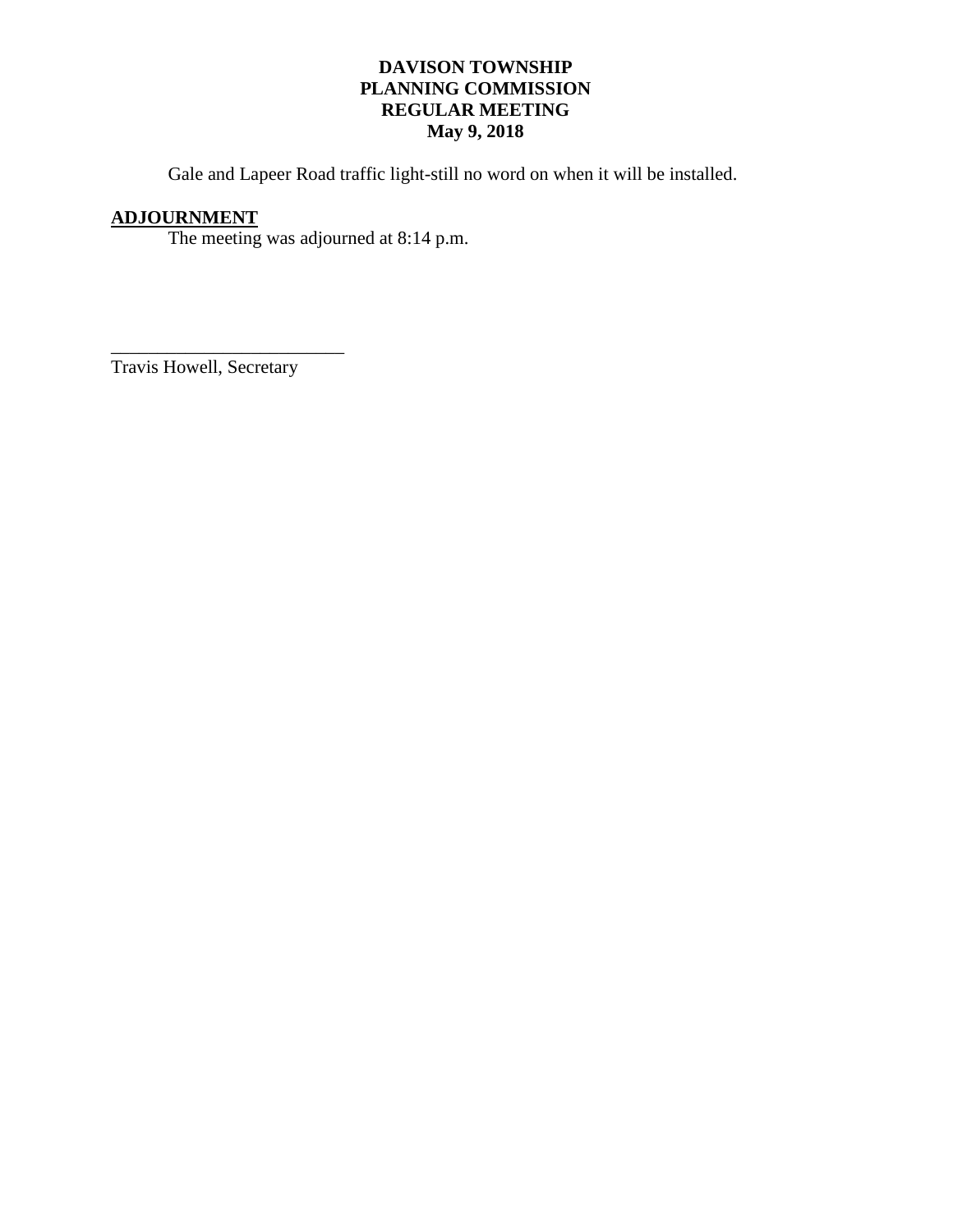**DAVISON TOWNSHIP**
**PLANNING COMMISSION**
**REGULAR MEETING**
**May 9, 2018**

Gale and Lapeer Road traffic light-still no word on when it will be installed.

## ADJOURNMENT

The meeting was adjourned at 8:14 p.m.

_________________________
Travis Howell, Secretary